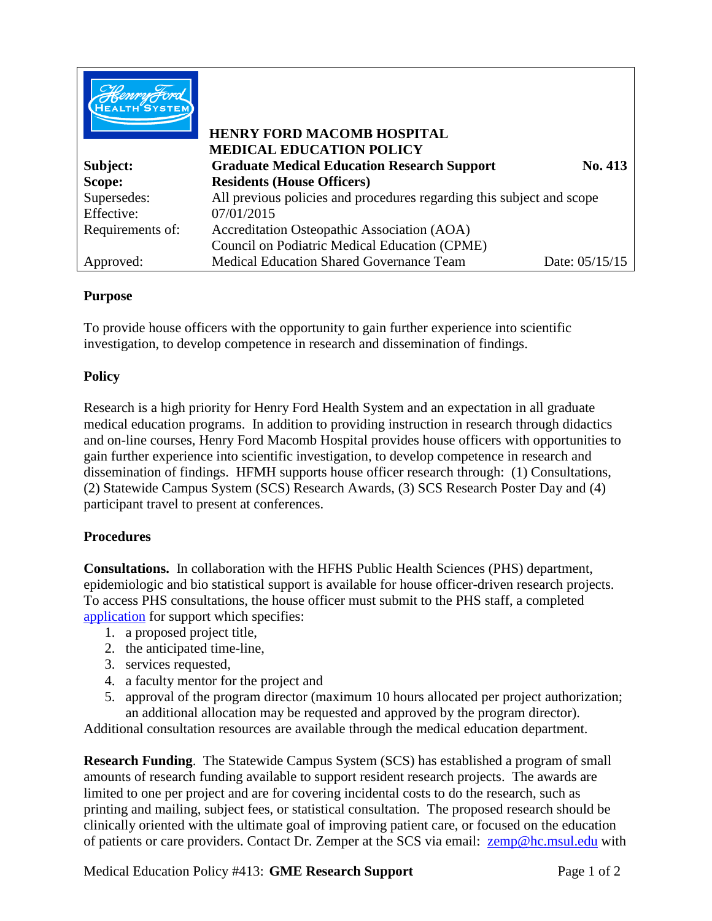**HENRY FORD MACOMB HOSPITAL**
**MEDICAL EDUCATION POLICY**

| | | |
|---|---|---|
| **Subject:** | **Graduate Medical Education Research Support** | **No. 413** |
| **Scope:** | **Residents (House Officers)** | |
| Supersedes: | All previous policies and procedures regarding this subject and scope | |
| Effective: | 07/01/2015 | |
| Requirements of: | Accreditation Osteopathic Association (AOA)<br>Council on Podiatric Medical Education (CPME) | |
| Approved: | Medical Education Shared Governance Team | Date: 05/15/15 |

## Purpose

To provide house officers with the opportunity to gain further experience into scientific investigation, to develop competence in research and dissemination of findings.

## Policy

Research is a high priority for Henry Ford Health System and an expectation in all graduate medical education programs. In addition to providing instruction in research through didactics and on-line courses, Henry Ford Macomb Hospital provides house officers with opportunities to gain further experience into scientific investigation, to develop competence in research and dissemination of findings. HFMH supports house officer research through: (1) Consultations, (2) Statewide Campus System (SCS) Research Awards, (3) SCS Research Poster Day and (4) participant travel to present at conferences.

## Procedures

**Consultations.** In collaboration with the HFHS Public Health Sciences (PHS) department, epidemiologic and bio statistical support is available for house officer-driven research projects. To access PHS consultations, the house officer must submit to the PHS staff, a completed application for support which specifies:

1. a proposed project title,
2. the anticipated time-line,
3. services requested,
4. a faculty mentor for the project and
5. approval of the program director (maximum 10 hours allocated per project authorization; an additional allocation may be requested and approved by the program director).

Additional consultation resources are available through the medical education department.

**Research Funding**. The Statewide Campus System (SCS) has established a program of small amounts of research funding available to support resident research projects. The awards are limited to one per project and are for covering incidental costs to do the research, such as printing and mailing, subject fees, or statistical consultation. The proposed research should be clinically oriented with the ultimate goal of improving patient care, or focused on the education of patients or care providers. Contact Dr. Zemper at the SCS via email: zemp@hc.msul.edu with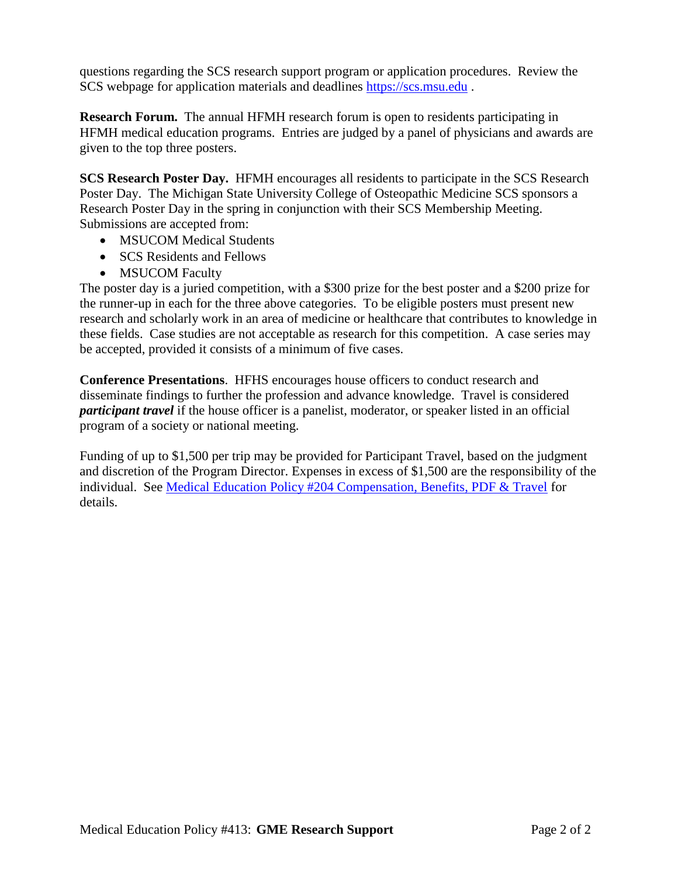questions regarding the SCS research support program or application procedures. Review the SCS webpage for application materials and deadlines [https://scs.msu.edu](https://scs.msu.edu) .

**Research Forum.** The annual HFMH research forum is open to residents participating in HFMH medical education programs. Entries are judged by a panel of physicians and awards are given to the top three posters.

**SCS Research Poster Day.** HFMH encourages all residents to participate in the SCS Research Poster Day. The Michigan State University College of Osteopathic Medicine SCS sponsors a Research Poster Day in the spring in conjunction with their SCS Membership Meeting. Submissions are accepted from:

- MSUCOM Medical Students
- SCS Residents and Fellows
- MSUCOM Faculty

The poster day is a juried competition, with a $300 prize for the best poster and a $200 prize for the runner-up in each for the three above categories. To be eligible posters must present new research and scholarly work in an area of medicine or healthcare that contributes to knowledge in these fields. Case studies are not acceptable as research for this competition. A case series may be accepted, provided it consists of a minimum of five cases.

**Conference Presentations**. HFHS encourages house officers to conduct research and disseminate findings to further the profession and advance knowledge. Travel is considered ***participant travel*** if the house officer is a panelist, moderator, or speaker listed in an official program of a society or national meeting.

Funding of up to $1,500 per trip may be provided for Participant Travel, based on the judgment and discretion of the Program Director. Expenses in excess of $1,500 are the responsibility of the individual. See Medical Education Policy #204 Compensation, Benefits, PDF & Travel for details.